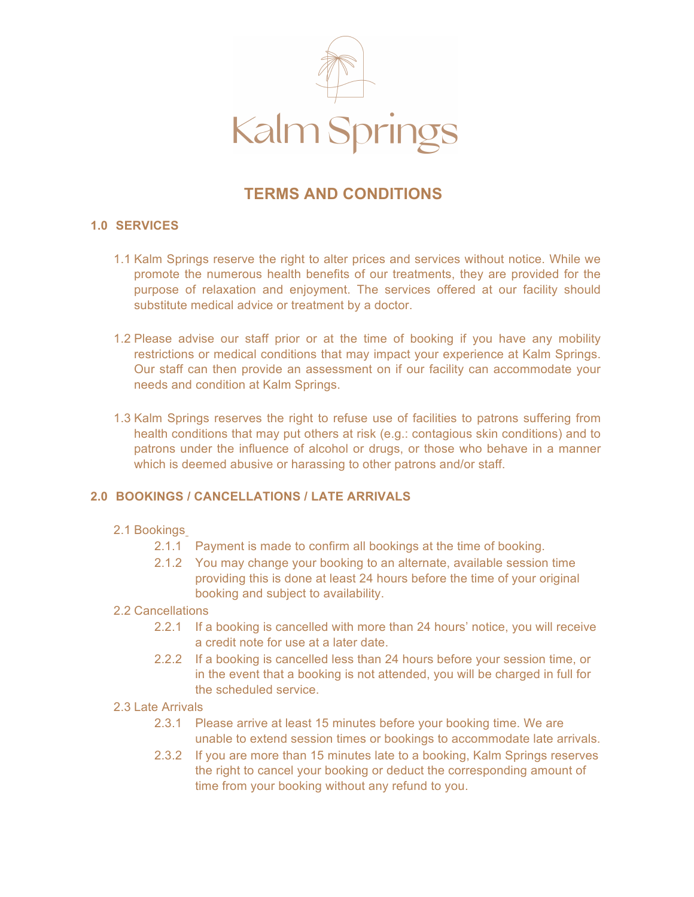# TERMS AND CONDITIONS

## 1.0 SERVICES

1.1 Kalm Springs reserve the right to alter prices and services without notice. While we promote the numerous health benefits of our treatments, they are provided for the purpose of relaxation and enjoyment. The services offered at our facility should substitute medical advice or treatment by a doctor.

1.2 Please advise our staff prior or at the time of booking if you have any mobility restrictions or medical conditions that may impact your experience at Kalm Springs. Our staff can then provide an assessment on if our facility can accommodate your needs and condition at Kalm Springs.

1.3 Kalm Springs reserves the right to refuse use of facilities to patrons suffering from health conditions that may put others at risk (e.g.: contagious skin conditions) and to patrons under the influence of alcohol or drugs, or those who behave in a manner which is deemed abusive or harassing to other patrons and/or staff.

## 2.0 BOOKINGS / CANCELLATIONS / LATE ARRIVALS

2.1 Bookings

- 2.1.1 Payment is made to confirm all bookings at the time of booking.
- 2.1.2 You may change your booking to an alternate, available session time providing this is done at least 24 hours before the time of your original booking and subject to availability.

2.2 Cancellations

- 2.2.1 If a booking is cancelled with more than 24 hours' notice, you will receive a credit note for use at a later date.
- 2.2.2 If a booking is cancelled less than 24 hours before your session time, or in the event that a booking is not attended, you will be charged in full for the scheduled service.

2.3 Late Arrivals

- 2.3.1 Please arrive at least 15 minutes before your booking time. We are unable to extend session times or bookings to accommodate late arrivals.
- 2.3.2 If you are more than 15 minutes late to a booking, Kalm Springs reserves the right to cancel your booking or deduct the corresponding amount of time from your booking without any refund to you.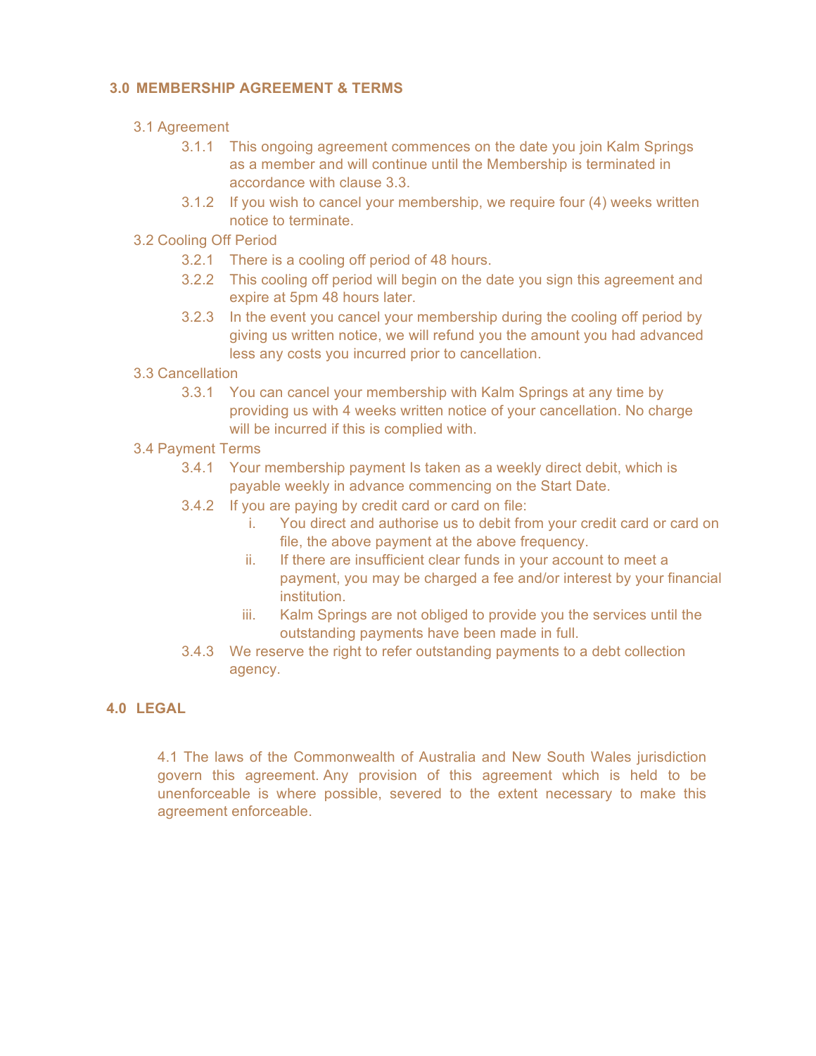## 3.0 MEMBERSHIP AGREEMENT & TERMS

3.1 Agreement

- 3.1.1 This ongoing agreement commences on the date you join Kalm Springs as a member and will continue until the Membership is terminated in accordance with clause 3.3.
- 3.1.2 If you wish to cancel your membership, we require four (4) weeks written notice to terminate.

3.2 Cooling Off Period

- 3.2.1 There is a cooling off period of 48 hours.
- 3.2.2 This cooling off period will begin on the date you sign this agreement and expire at 5pm 48 hours later.
- 3.2.3 In the event you cancel your membership during the cooling off period by giving us written notice, we will refund you the amount you had advanced less any costs you incurred prior to cancellation.

3.3 Cancellation

- 3.3.1 You can cancel your membership with Kalm Springs at any time by providing us with 4 weeks written notice of your cancellation. No charge will be incurred if this is complied with.

3.4 Payment Terms

- 3.4.1 Your membership payment Is taken as a weekly direct debit, which is payable weekly in advance commencing on the Start Date.
- 3.4.2 If you are paying by credit card or card on file:
  - i. You direct and authorise us to debit from your credit card or card on file, the above payment at the above frequency.
  - ii. If there are insufficient clear funds in your account to meet a payment, you may be charged a fee and/or interest by your financial institution.
  - iii. Kalm Springs are not obliged to provide you the services until the outstanding payments have been made in full.
- 3.4.3 We reserve the right to refer outstanding payments to a debt collection agency.

## 4.0 LEGAL

4.1 The laws of the Commonwealth of Australia and New South Wales jurisdiction govern this agreement. Any provision of this agreement which is held to be unenforceable is where possible, severed to the extent necessary to make this agreement enforceable.